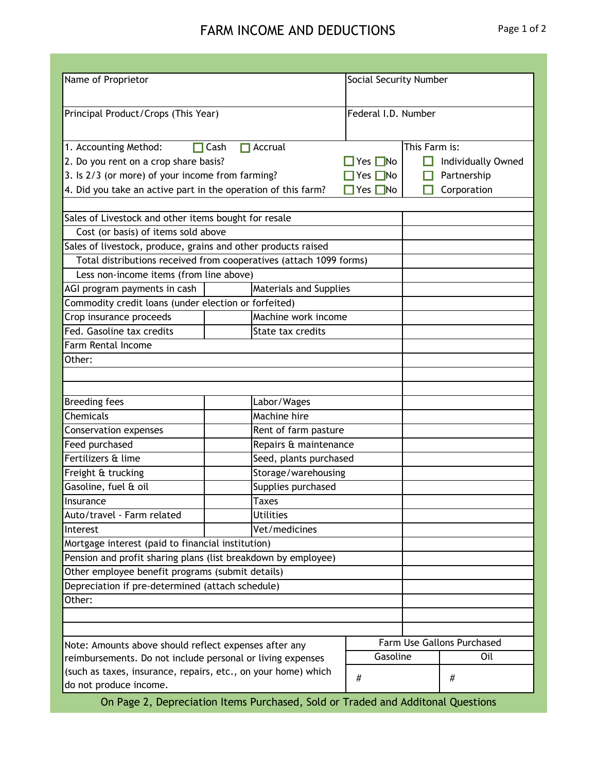# FARM INCOME AND DEDUCTIONS

| Name of Proprietor | Social Security Number |
|---|---|
| | |
| **Principal Product/Crops (This Year)** | **Federal I.D. Number** |
| | |

1. Accounting Method: ☐ Cash ☐ Accrual
2. Do you rent on a crop share basis? ☐ Yes ☐ No
3. Is 2/3 (or more) of your income from farming? ☐ Yes ☐ No
4. Did you take an active part in the operation of this farm? ☐ Yes ☐ No

This Farm is:
- ☐ Individually Owned
- ☐ Partnership
- ☐ Corporation

| Item | | Item | Amount |
|---|---|---|---|
| Sales of Livestock and other items bought for resale | | | |
| Cost (or basis) of items sold above | | | |
| Sales of livestock, produce, grains and other products raised | | | |
| Total distributions received from cooperatives (attach 1099 forms) | | | |
| Less non-income items (from line above) | | | |
| AGI program payments in cash | | Materials and Supplies | |
| Commodity credit loans (under election or forfeited) | | | |
| Crop insurance proceeds | | Machine work income | |
| Fed. Gasoline tax credits | | State tax credits | |
| Farm Rental Income | | | |
| Other: | | | |
| | | | |
| | | | |
| Breeding fees | | Labor/Wages | |
| Chemicals | | Machine hire | |
| Conservation expenses | | Rent of farm pasture | |
| Feed purchased | | Repairs & maintenance | |
| Fertilizers & lime | | Seed, plants purchased | |
| Freight & trucking | | Storage/warehousing | |
| Gasoline, fuel & oil | | Supplies purchased | |
| Insurance | | Taxes | |
| Auto/travel - Farm related | | Utilities | |
| Interest | | Vet/medicines | |
| Mortgage interest (paid to financial institution) | | | |
| Pension and profit sharing plans (list breakdown by employee) | | | |
| Other employee benefit programs (submit details) | | | |
| Depreciation if pre-determined (attach schedule) | | | |
| Other: | | | |
| | | | |
| | | | |

Note: Amounts above should reflect expenses after any reimbursements. Do not include personal or living expenses (such as taxes, insurance, repairs, etc., on your home) which do not produce income.

| Farm Use Gallons Purchased | |
|---|---|
| Gasoline | Oil |
| # | # |

On Page 2, Depreciation Items Purchased, Sold or Traded and Additonal Questions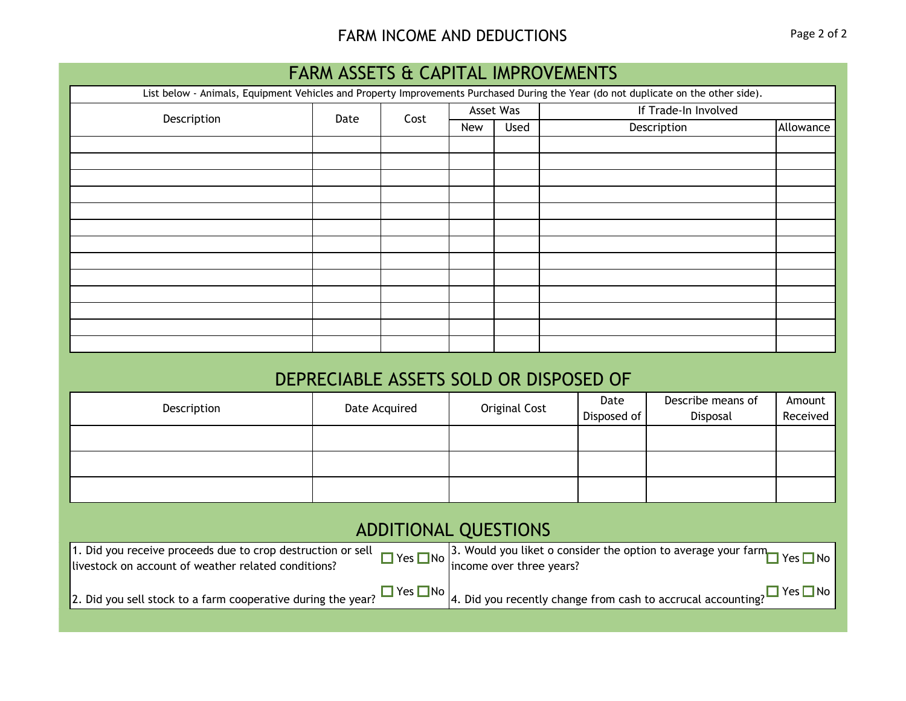# FARM INCOME AND DEDUCTIONS

## FARM ASSETS & CAPITAL IMPROVEMENTS

List below - Animals, Equipment Vehicles and Property Improvements Purchased During the Year (do not duplicate on the other side).

| Description | Date | Cost | Asset Was | | If Trade-In Involved | |
|---|---|---|---|---|---|---|
| | | | New | Used | Description | Allowance |
| | | | | | | |
| | | | | | | |
| | | | | | | |
| | | | | | | |
| | | | | | | |
| | | | | | | |
| | | | | | | |
| | | | | | | |
| | | | | | | |
| | | | | | | |
| | | | | | | |
| | | | | | | |
| | | | | | | |

## DEPRECIABLE ASSETS SOLD OR DISPOSED OF

| Description | Date Acquired | Original Cost | Date Disposed of | Describe means of Disposal | Amount Received |
|---|---|---|---|---|---|
| | | | | | |
| | | | | | |
| | | | | | |

## ADDITIONAL QUESTIONS

1. Did you receive proceeds due to crop destruction or sell livestock on account of weather related conditions? ☐ Yes ☐ No

2. Did you sell stock to a farm cooperative during the year? ☐ Yes ☐ No

3. Would you liket o consider the option to average your farm income over three years? ☐ Yes ☐ No

4. Did you recently change from cash to accrucal accounting? ☐ Yes ☐ No